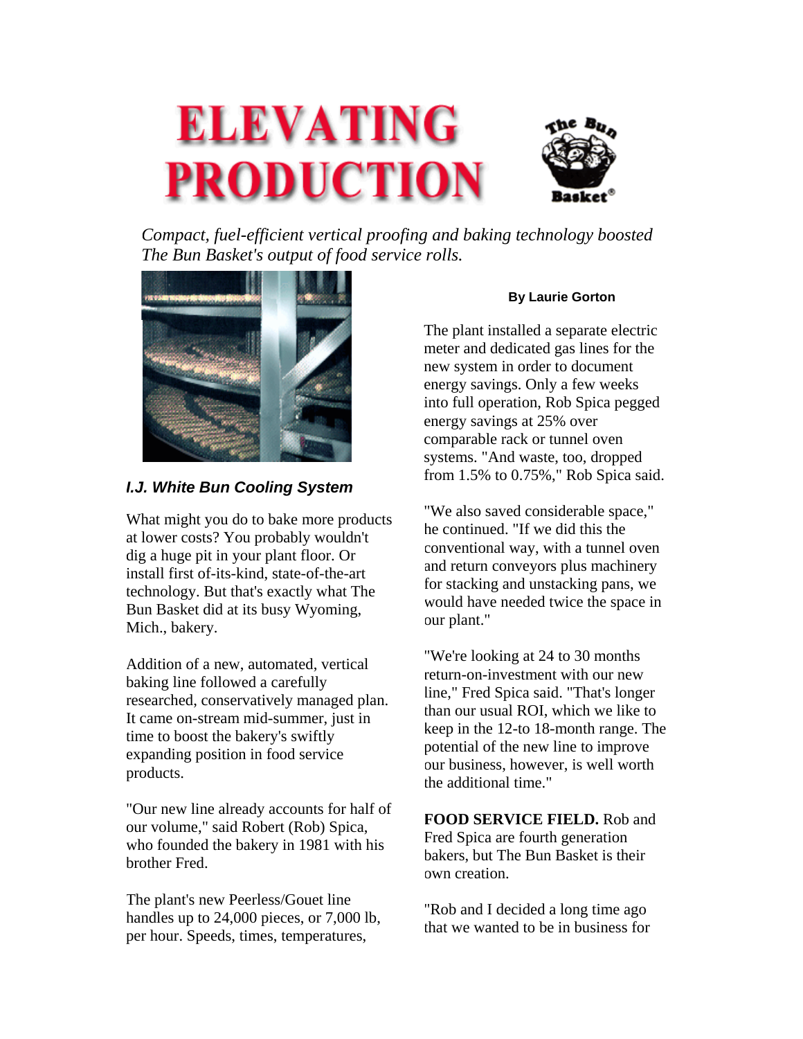# ELEVATING PRODUCTION

*Compact, fuel-efficient vertical proofing and baking technology boosted The Bun Basket's output of food service rolls.*

***I.J. White Bun Cooling System***

**By Laurie Gorton**

What might you do to bake more products at lower costs? You probably wouldn't dig a huge pit in your plant floor. Or install first of-its-kind, state-of-the-art technology. But that's exactly what The Bun Basket did at its busy Wyoming, Mich., bakery.

Addition of a new, automated, vertical baking line followed a carefully researched, conservatively managed plan. It came on-stream mid-summer, just in time to boost the bakery's swiftly expanding position in food service products.

"Our new line already accounts for half of our volume," said Robert (Rob) Spica, who founded the bakery in 1981 with his brother Fred.

The plant's new Peerless/Gouet line handles up to 24,000 pieces, or 7,000 lb, per hour. Speeds, times, temperatures,

The plant installed a separate electric meter and dedicated gas lines for the new system in order to document energy savings. Only a few weeks into full operation, Rob Spica pegged energy savings at 25% over comparable rack or tunnel oven systems. "And waste, too, dropped from 1.5% to 0.75%," Rob Spica said.

"We also saved considerable space," he continued. "If we did this the conventional way, with a tunnel oven and return conveyors plus machinery for stacking and unstacking pans, we would have needed twice the space in our plant."

"We're looking at 24 to 30 months return-on-investment with our new line," Fred Spica said. "That's longer than our usual ROI, which we like to keep in the 12-to 18-month range. The potential of the new line to improve our business, however, is well worth the additional time."

**FOOD SERVICE FIELD.** Rob and Fred Spica are fourth generation bakers, but The Bun Basket is their own creation.

"Rob and I decided a long time ago that we wanted to be in business for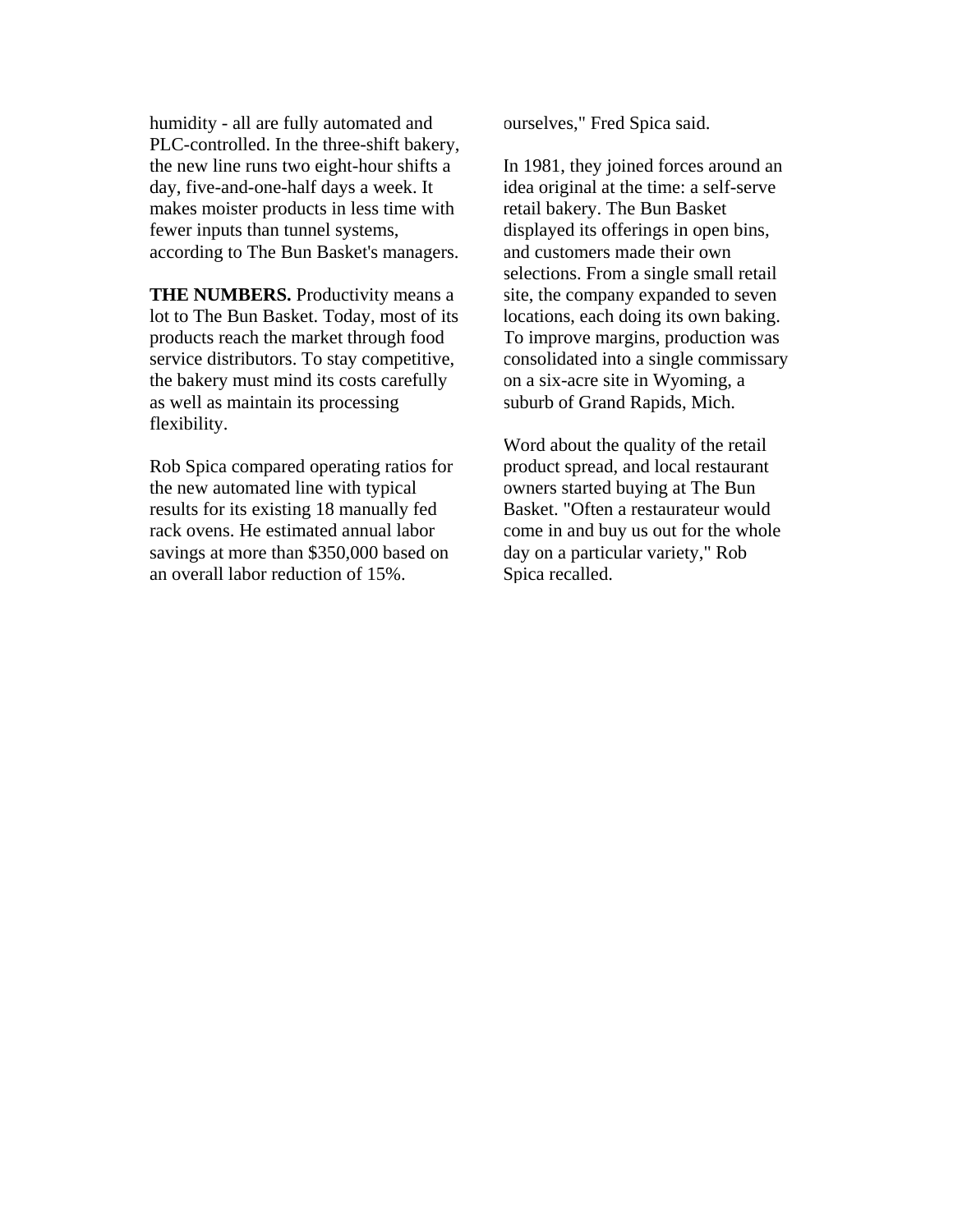humidity - all are fully automated and PLC-controlled. In the three-shift bakery, the new line runs two eight-hour shifts a day, five-and-one-half days a week. It makes moister products in less time with fewer inputs than tunnel systems, according to The Bun Basket's managers.

**THE NUMBERS.** Productivity means a lot to The Bun Basket. Today, most of its products reach the market through food service distributors. To stay competitive, the bakery must mind its costs carefully as well as maintain its processing flexibility.

Rob Spica compared operating ratios for the new automated line with typical results for its existing 18 manually fed rack ovens. He estimated annual labor savings at more than $350,000 based on an overall labor reduction of 15%.

ourselves," Fred Spica said.

In 1981, they joined forces around an idea original at the time: a self-serve retail bakery. The Bun Basket displayed its offerings in open bins, and customers made their own selections. From a single small retail site, the company expanded to seven locations, each doing its own baking. To improve margins, production was consolidated into a single commissary on a six-acre site in Wyoming, a suburb of Grand Rapids, Mich.

Word about the quality of the retail product spread, and local restaurant owners started buying at The Bun Basket. "Often a restaurateur would come in and buy us out for the whole day on a particular variety," Rob Spica recalled.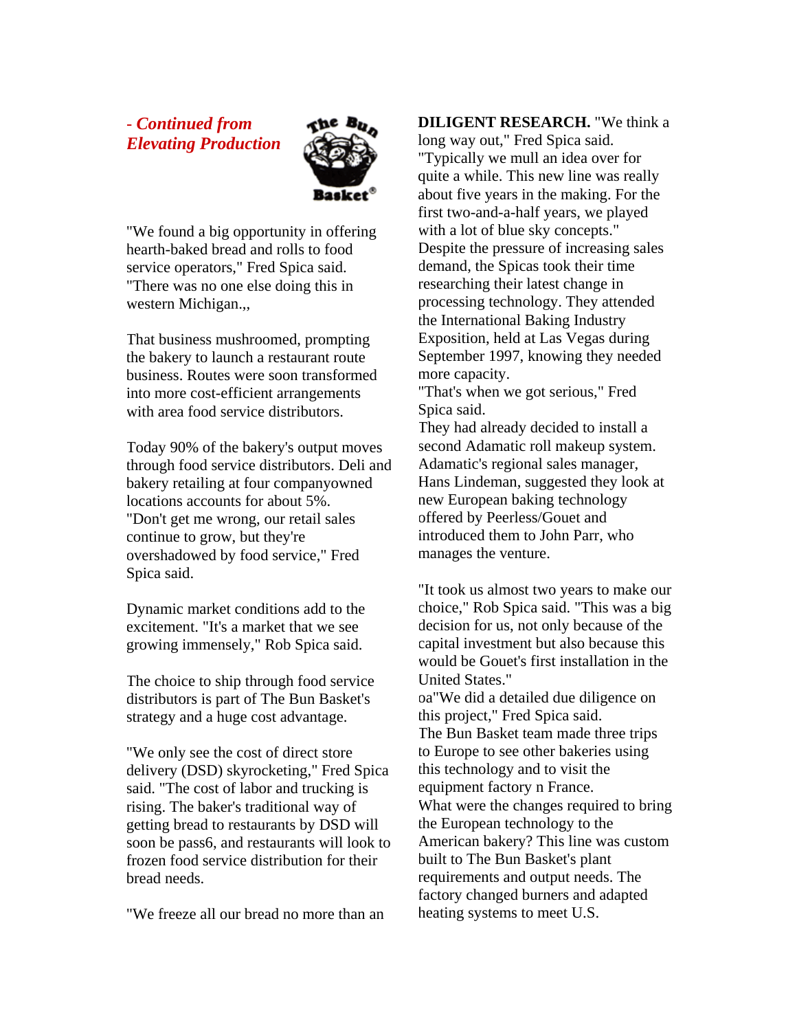*- Continued from Elevating Production*

"We found a big opportunity in offering hearth-baked bread and rolls to food service operators," Fred Spica said. "There was no one else doing this in western Michigan.,,

That business mushroomed, prompting the bakery to launch a restaurant route business. Routes were soon transformed into more cost-efficient arrangements with area food service distributors.

Today 90% of the bakery's output moves through food service distributors. Deli and bakery retailing at four companyowned locations accounts for about 5%. "Don't get me wrong, our retail sales continue to grow, but they're overshadowed by food service," Fred Spica said.

Dynamic market conditions add to the excitement. "It's a market that we see growing immensely," Rob Spica said.

The choice to ship through food service distributors is part of The Bun Basket's strategy and a huge cost advantage.

"We only see the cost of direct store delivery (DSD) skyrocketing," Fred Spica said. "The cost of labor and trucking is rising. The baker's traditional way of getting bread to restaurants by DSD will soon be pass6, and restaurants will look to frozen food service distribution for their bread needs.

"We freeze all our bread no more than an

**DILIGENT RESEARCH.** "We think a long way out," Fred Spica said. "Typically we mull an idea over for quite a while. This new line was really about five years in the making. For the first two-and-a-half years, we played with a lot of blue sky concepts."
Despite the pressure of increasing sales demand, the Spicas took their time researching their latest change in processing technology. They attended the International Baking Industry Exposition, held at Las Vegas during September 1997, knowing they needed more capacity.
"That's when we got serious," Fred Spica said.
They had already decided to install a second Adamatic roll makeup system. Adamatic's regional sales manager, Hans Lindeman, suggested they look at new European baking technology offered by Peerless/Gouet and introduced them to John Parr, who manages the venture.

"It took us almost two years to make our choice," Rob Spica said. "This was a big decision for us, not only because of the capital investment but also because this would be Gouet's first installation in the United States."
oa"We did a detailed due diligence on this project," Fred Spica said.
The Bun Basket team made three trips to Europe to see other bakeries using this technology and to visit the equipment factory n France.
What were the changes required to bring the European technology to the American bakery? This line was custom built to The Bun Basket's plant requirements and output needs. The factory changed burners and adapted heating systems to meet U.S.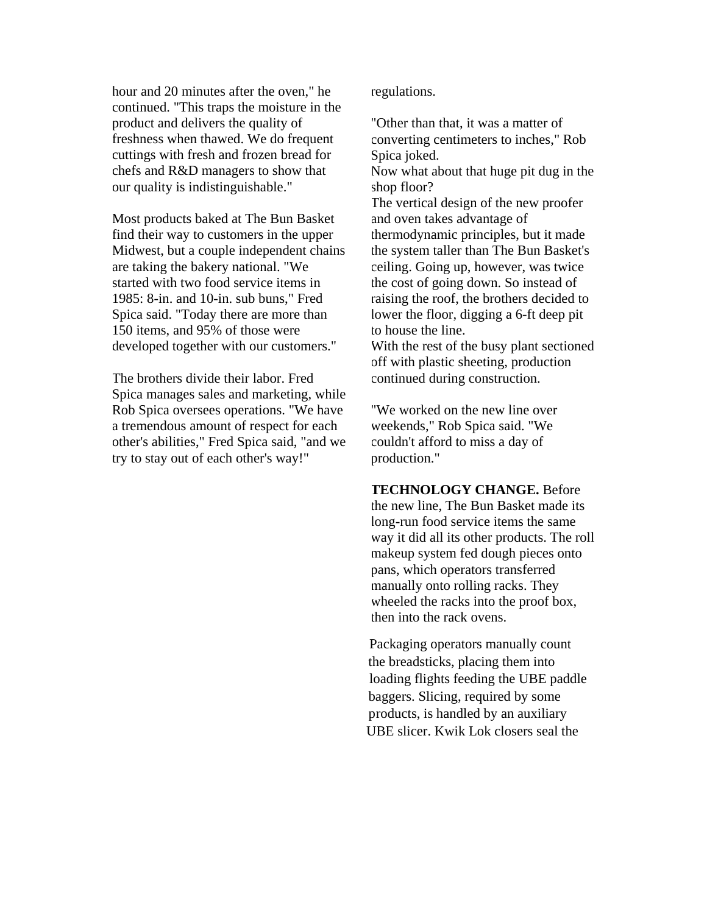hour and 20 minutes after the oven," he continued. "This traps the moisture in the product and delivers the quality of freshness when thawed. We do frequent cuttings with fresh and frozen bread for chefs and R&D managers to show that our quality is indistinguishable."

Most products baked at The Bun Basket find their way to customers in the upper Midwest, but a couple independent chains are taking the bakery national. "We started with two food service items in 1985: 8-in. and 10-in. sub buns," Fred Spica said. "Today there are more than 150 items, and 95% of those were developed together with our customers."

The brothers divide their labor. Fred Spica manages sales and marketing, while Rob Spica oversees operations. "We have a tremendous amount of respect for each other's abilities," Fred Spica said, "and we try to stay out of each other's way!"

regulations.

"Other than that, it was a matter of converting centimeters to inches," Rob Spica joked.

Now what about that huge pit dug in the shop floor?

The vertical design of the new proofer and oven takes advantage of thermodynamic principles, but it made the system taller than The Bun Basket's ceiling. Going up, however, was twice the cost of going down. So instead of raising the roof, the brothers decided to lower the floor, digging a 6-ft deep pit to house the line.

With the rest of the busy plant sectioned off with plastic sheeting, production continued during construction.

"We worked on the new line over weekends," Rob Spica said. "We couldn't afford to miss a day of production."

**TECHNOLOGY CHANGE.** Before the new line, The Bun Basket made its long-run food service items the same way it did all its other products. The roll makeup system fed dough pieces onto pans, which operators transferred manually onto rolling racks. They wheeled the racks into the proof box, then into the rack ovens.

Packaging operators manually count the breadsticks, placing them into loading flights feeding the UBE paddle baggers. Slicing, required by some products, is handled by an auxiliary UBE slicer. Kwik Lok closers seal the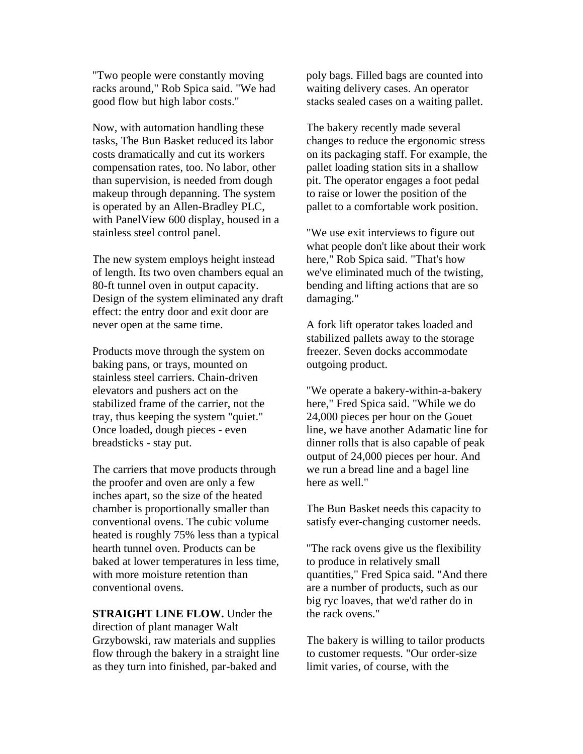"Two people were constantly moving racks around," Rob Spica said. "We had good flow but high labor costs."

Now, with automation handling these tasks, The Bun Basket reduced its labor costs dramatically and cut its workers compensation rates, too. No labor, other than supervision, is needed from dough makeup through depanning. The system is operated by an Allen-Bradley PLC, with PanelView 600 display, housed in a stainless steel control panel.

The new system employs height instead of length. Its two oven chambers equal an 80-ft tunnel oven in output capacity. Design of the system eliminated any draft effect: the entry door and exit door are never open at the same time.

Products move through the system on baking pans, or trays, mounted on stainless steel carriers. Chain-driven elevators and pushers act on the stabilized frame of the carrier, not the tray, thus keeping the system "quiet." Once loaded, dough pieces - even breadsticks - stay put.

The carriers that move products through the proofer and oven are only a few inches apart, so the size of the heated chamber is proportionally smaller than conventional ovens. The cubic volume heated is roughly 75% less than a typical hearth tunnel oven. Products can be baked at lower temperatures in less time, with more moisture retention than conventional ovens.

**STRAIGHT LINE FLOW.** Under the direction of plant manager Walt Grzybowski, raw materials and supplies flow through the bakery in a straight line as they turn into finished, par-baked and poly bags. Filled bags are counted into waiting delivery cases. An operator stacks sealed cases on a waiting pallet.

The bakery recently made several changes to reduce the ergonomic stress on its packaging staff. For example, the pallet loading station sits in a shallow pit. The operator engages a foot pedal to raise or lower the position of the pallet to a comfortable work position.

"We use exit interviews to figure out what people don't like about their work here," Rob Spica said. "That's how we've eliminated much of the twisting, bending and lifting actions that are so damaging."

A fork lift operator takes loaded and stabilized pallets away to the storage freezer. Seven docks accommodate outgoing product.

"We operate a bakery-within-a-bakery here," Fred Spica said. "While we do 24,000 pieces per hour on the Gouet line, we have another Adamatic line for dinner rolls that is also capable of peak output of 24,000 pieces per hour. And we run a bread line and a bagel line here as well."

The Bun Basket needs this capacity to satisfy ever-changing customer needs.

"The rack ovens give us the flexibility to produce in relatively small quantities," Fred Spica said. "And there are a number of products, such as our big ryc loaves, that we'd rather do in the rack ovens."

The bakery is willing to tailor products to customer requests. "Our order-size limit varies, of course, with the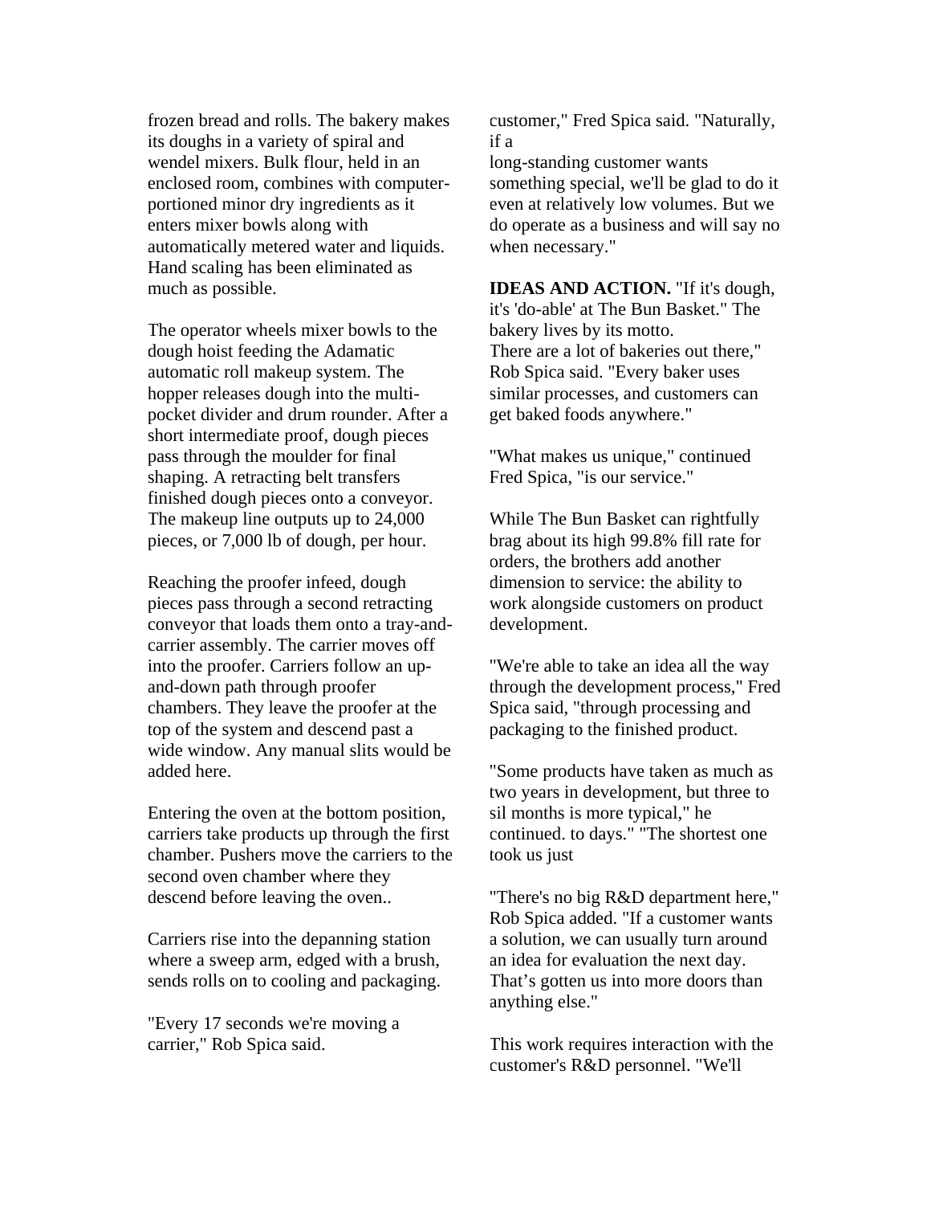frozen bread and rolls. The bakery makes its doughs in a variety of spiral and wendel mixers. Bulk flour, held in an enclosed room, combines with computer-portioned minor dry ingredients as it enters mixer bowls along with automatically metered water and liquids. Hand scaling has been eliminated as much as possible.

The operator wheels mixer bowls to the dough hoist feeding the Adamatic automatic roll makeup system. The hopper releases dough into the multi-pocket divider and drum rounder. After a short intermediate proof, dough pieces pass through the moulder for final shaping. A retracting belt transfers finished dough pieces onto a conveyor. The makeup line outputs up to 24,000 pieces, or 7,000 lb of dough, per hour.

Reaching the proofer infeed, dough pieces pass through a second retracting conveyor that loads them onto a tray-and-carrier assembly. The carrier moves off into the proofer. Carriers follow an up-and-down path through proofer chambers. They leave the proofer at the top of the system and descend past a wide window. Any manual slits would be added here.

Entering the oven at the bottom position, carriers take products up through the first chamber. Pushers move the carriers to the second oven chamber where they descend before leaving the oven..

Carriers rise into the depanning station where a sweep arm, edged with a brush, sends rolls on to cooling and packaging.

"Every 17 seconds we're moving a carrier," Rob Spica said.

customer," Fred Spica said. "Naturally, if a
long-standing customer wants something special, we'll be glad to do it even at relatively low volumes. But we do operate as a business and will say no when necessary."

**IDEAS AND ACTION.** "If it's dough, it's 'do-able' at The Bun Basket." The bakery lives by its motto.
There are a lot of bakeries out there," Rob Spica said. "Every baker uses similar processes, and customers can get baked foods anywhere."

"What makes us unique," continued Fred Spica, "is our service."

While The Bun Basket can rightfully brag about its high 99.8% fill rate for orders, the brothers add another dimension to service: the ability to work alongside customers on product development.

"We're able to take an idea all the way through the development process," Fred Spica said, "through processing and packaging to the finished product.

"Some products have taken as much as two years in development, but three to sil months is more typical," he continued. to days." "The shortest one took us just

"There's no big R&D department here," Rob Spica added. "If a customer wants a solution, we can usually turn around an idea for evaluation the next day. That's gotten us into more doors than anything else."

This work requires interaction with the customer's R&D personnel. "We'll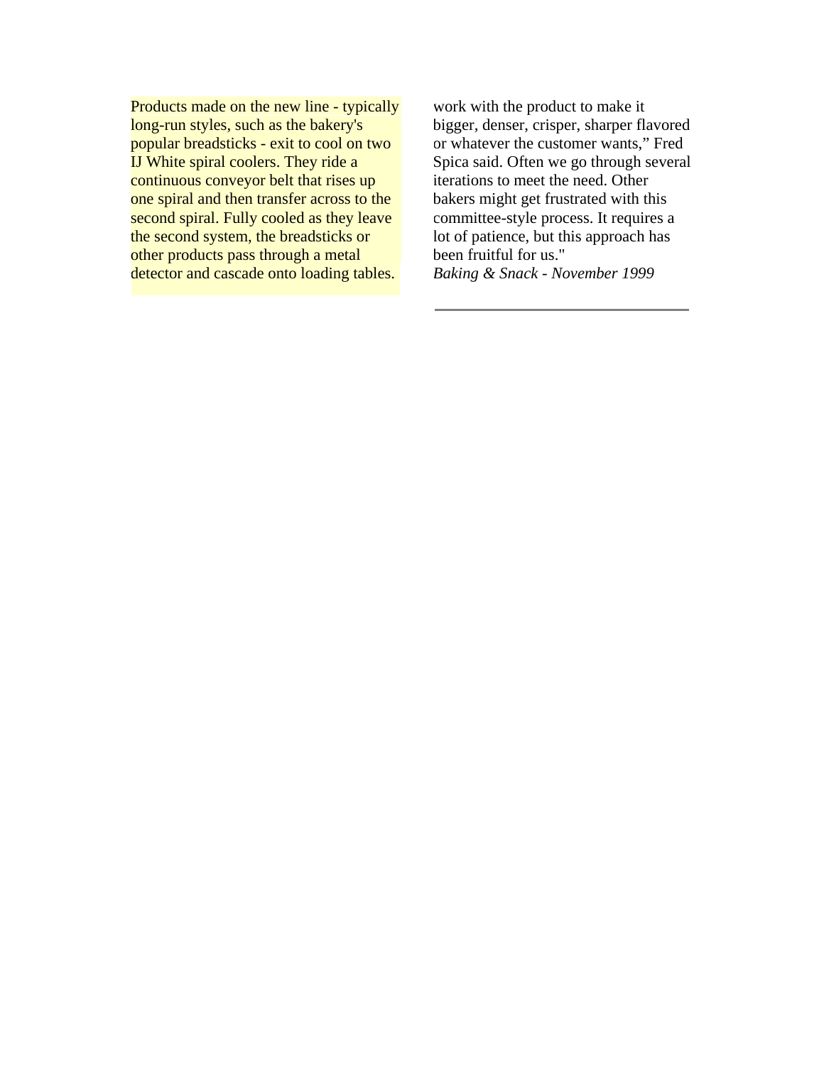Products made on the new line - typically long-run styles, such as the bakery's popular breadsticks - exit to cool on two IJ White spiral coolers. They ride a continuous conveyor belt that rises up one spiral and then transfer across to the second spiral. Fully cooled as they leave the second system, the breadsticks or other products pass through a metal detector and cascade onto loading tables.

work with the product to make it bigger, denser, crisper, sharper flavored or whatever the customer wants," Fred Spica said. Often we go through several iterations to meet the need. Other bakers might get frustrated with this committee-style process. It requires a lot of patience, but this approach has been fruitful for us."

*Baking & Snack - November 1999*

---